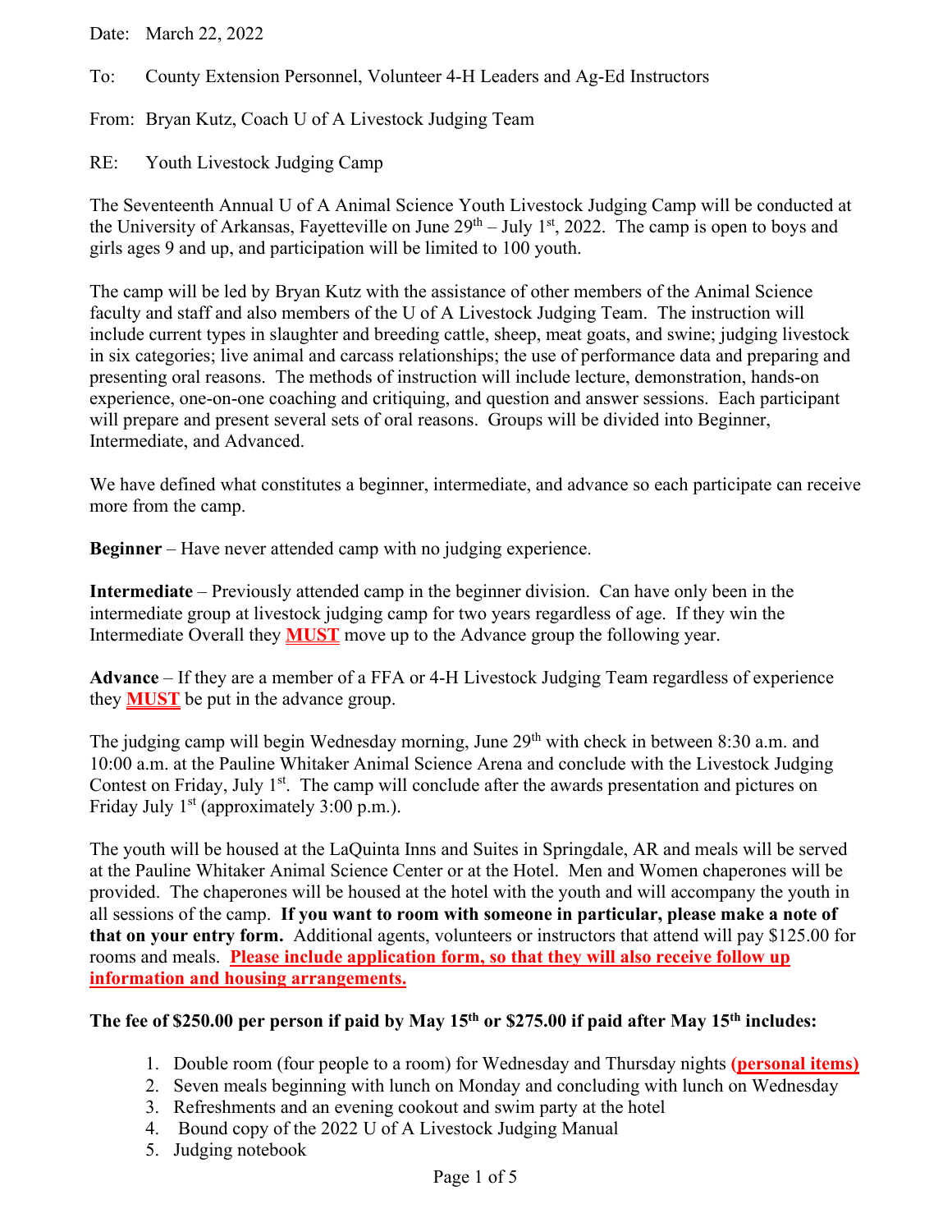Date: March 22, 2022

To: County Extension Personnel, Volunteer 4-H Leaders and Ag-Ed Instructors

From: Bryan Kutz, Coach U of A Livestock Judging Team

RE: Youth Livestock Judging Camp

The Seventeenth Annual U of A Animal Science Youth Livestock Judging Camp will be conducted at the University of Arkansas, Fayetteville on June 29th – July 1st, 2022. The camp is open to boys and girls ages 9 and up, and participation will be limited to 100 youth.

The camp will be led by Bryan Kutz with the assistance of other members of the Animal Science faculty and staff and also members of the U of A Livestock Judging Team. The instruction will include current types in slaughter and breeding cattle, sheep, meat goats, and swine; judging livestock in six categories; live animal and carcass relationships; the use of performance data and preparing and presenting oral reasons. The methods of instruction will include lecture, demonstration, hands-on experience, one-on-one coaching and critiquing, and question and answer sessions. Each participant will prepare and present several sets of oral reasons. Groups will be divided into Beginner, Intermediate, and Advanced.

We have defined what constitutes a beginner, intermediate, and advance so each participate can receive more from the camp.

**Beginner** – Have never attended camp with no judging experience.

**Intermediate** – Previously attended camp in the beginner division. Can have only been in the intermediate group at livestock judging camp for two years regardless of age. If they win the Intermediate Overall they **MUST** move up to the Advance group the following year.

**Advance** – If they are a member of a FFA or 4-H Livestock Judging Team regardless of experience they **MUST** be put in the advance group.

The judging camp will begin Wednesday morning, June 29th with check in between 8:30 a.m. and 10:00 a.m. at the Pauline Whitaker Animal Science Arena and conclude with the Livestock Judging Contest on Friday, July 1st. The camp will conclude after the awards presentation and pictures on Friday July 1st (approximately 3:00 p.m.).

The youth will be housed at the LaQuinta Inns and Suites in Springdale, AR and meals will be served at the Pauline Whitaker Animal Science Center or at the Hotel. Men and Women chaperones will be provided. The chaperones will be housed at the hotel with the youth and will accompany the youth in all sessions of the camp. **If you want to room with someone in particular, please make a note of that on your entry form.** Additional agents, volunteers or instructors that attend will pay $125.00 for rooms and meals. **Please include application form, so that they will also receive follow up information and housing arrangements.**

**The fee of $250.00 per person if paid by May 15th or $275.00 if paid after May 15th includes:**

1. Double room (four people to a room) for Wednesday and Thursday nights **(personal items)**
2. Seven meals beginning with lunch on Monday and concluding with lunch on Wednesday
3. Refreshments and an evening cookout and swim party at the hotel
4. Bound copy of the 2022 U of A Livestock Judging Manual
5. Judging notebook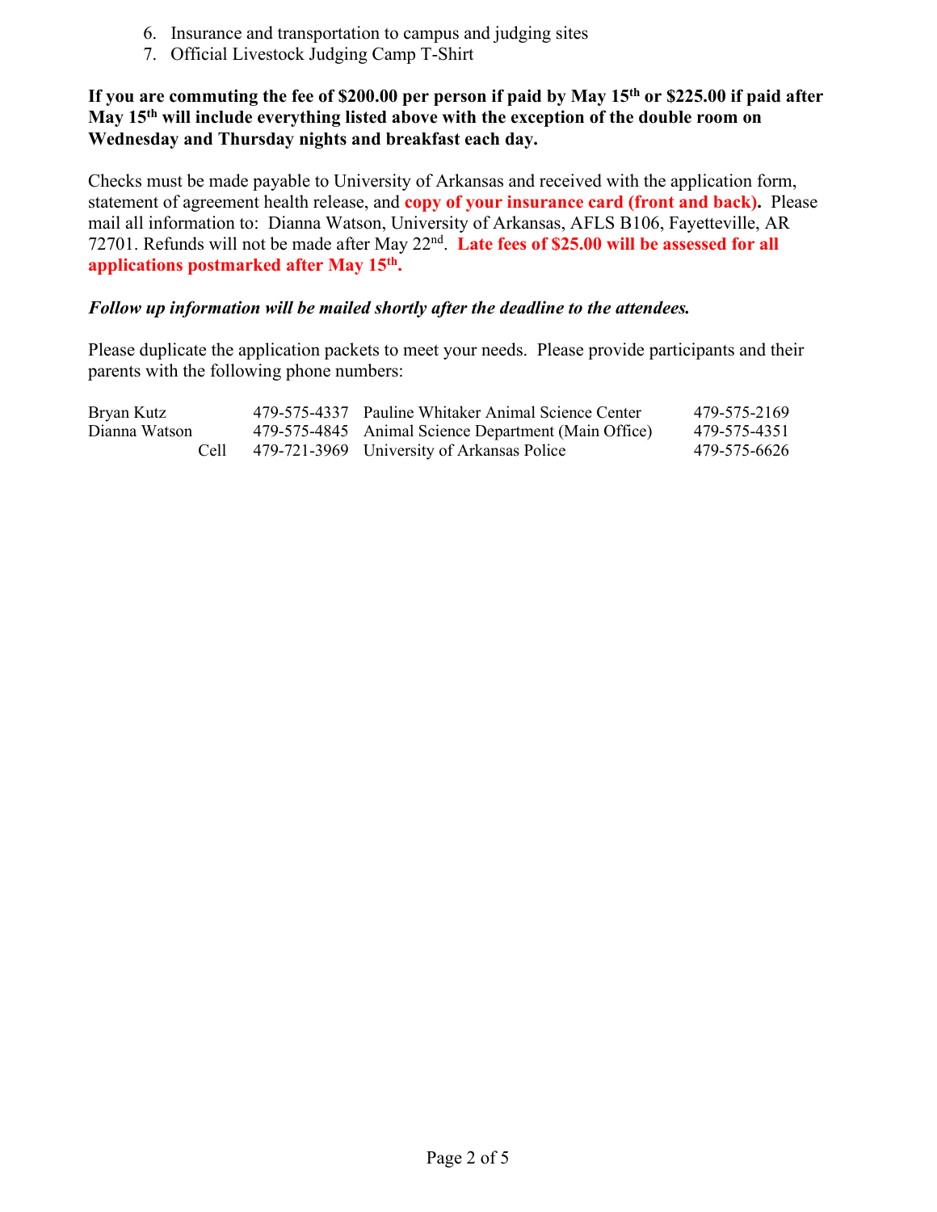6. Insurance and transportation to campus and judging sites
7. Official Livestock Judging Camp T-Shirt

**If you are commuting the fee of $200.00 per person if paid by May 15th or $225.00 if paid after May 15th will include everything listed above with the exception of the double room on Wednesday and Thursday nights and breakfast each day.**

Checks must be made payable to University of Arkansas and received with the application form, statement of agreement health release, and **copy of your insurance card (front and back).** Please mail all information to: Dianna Watson, University of Arkansas, AFLS B106, Fayetteville, AR 72701. Refunds will not be made after May 22nd. **Late fees of $25.00 will be assessed for all applications postmarked after May 15th.**

***Follow up information will be mailed shortly after the deadline to the attendees.***

Please duplicate the application packets to meet your needs. Please provide participants and their parents with the following phone numbers:

| | | | |
|---|---|---|---|
| Bryan Kutz | 479-575-4337 | Pauline Whitaker Animal Science Center | 479-575-2169 |
| Dianna Watson | 479-575-4845 | Animal Science Department (Main Office) | 479-575-4351 |
| Cell | 479-721-3969 | University of Arkansas Police | 479-575-6626 |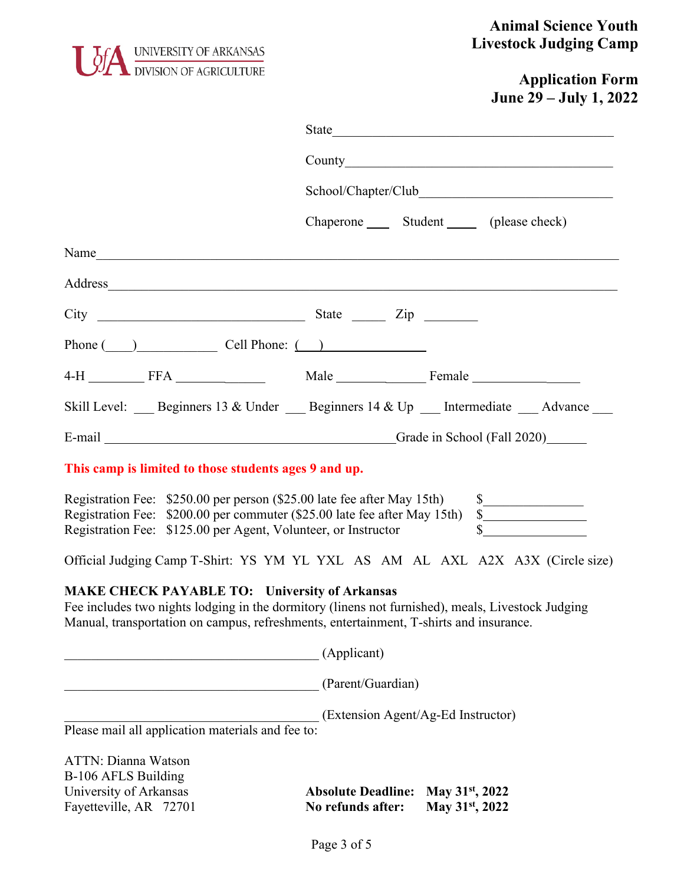UNIVERSITY OF ARKANSAS
DIVISION OF AGRICULTURE

# Animal Science Youth Livestock Judging Camp

## Application Form
## June 29 – July 1, 2022

State\_\_\_\_\_\_\_\_\_\_\_\_\_\_\_\_\_\_\_\_\_\_\_\_\_\_\_\_\_\_\_\_\_\_\_\_\_\_\_\_

County\_\_\_\_\_\_\_\_\_\_\_\_\_\_\_\_\_\_\_\_\_\_\_\_\_\_\_\_\_\_\_\_\_\_\_\_\_\_\_

School/Chapter/Club\_\_\_\_\_\_\_\_\_\_\_\_\_\_\_\_\_\_\_\_\_\_\_\_\_\_\_\_\_

Chaperone \_\_\_\_ Student \_\_\_\_\_ (please check)

Name\_\_\_\_\_\_\_\_\_\_\_\_\_\_\_\_\_\_\_\_\_\_\_\_\_\_\_\_\_\_\_\_\_\_\_\_\_\_\_\_\_\_\_\_\_\_\_\_\_\_\_\_\_\_\_\_\_\_\_\_\_\_\_\_\_\_\_\_\_\_\_\_\_

Address\_\_\_\_\_\_\_\_\_\_\_\_\_\_\_\_\_\_\_\_\_\_\_\_\_\_\_\_\_\_\_\_\_\_\_\_\_\_\_\_\_\_\_\_\_\_\_\_\_\_\_\_\_\_\_\_\_\_\_\_\_\_\_\_\_\_\_\_\_\_

City \_\_\_\_\_\_\_\_\_\_\_\_\_\_\_\_\_\_\_\_\_\_\_\_\_\_\_\_\_\_\_\_ State \_\_\_\_\_ Zip \_\_\_\_\_\_\_\_

Phone (\_\_\_\_)\_\_\_\_\_\_\_\_\_\_\_\_ Cell Phone: (\_\_\_)\_\_\_\_\_\_\_\_\_\_\_\_\_\_\_

4-H \_\_\_\_\_\_\_\_ FFA \_\_\_\_\_\_\_\_\_\_\_\_\_\_ Male \_\_\_\_\_\_\_\_\_\_\_\_\_\_ Female \_\_\_\_\_\_\_\_\_\_\_\_\_\_\_\_

Skill Level: \_\_\_ Beginners 13 & Under \_\_\_ Beginners 14 & Up \_\_\_ Intermediate \_\_\_ Advance \_\_\_

E-mail \_\_\_\_\_\_\_\_\_\_\_\_\_\_\_\_\_\_\_\_\_\_\_\_\_\_\_\_\_\_\_\_\_\_\_\_\_\_\_\_\_\_\_\_\_Grade in School (Fall 2020)\_\_\_\_\_\_

**This camp is limited to those students ages 9 and up.**

Registration Fee: $250.00 per person ($25.00 late fee after May 15th) $\_\_\_\_\_\_\_\_\_\_\_\_\_\_\_
Registration Fee: $200.00 per commuter ($25.00 late fee after May 15th) $\_\_\_\_\_\_\_\_\_\_\_\_\_\_\_
Registration Fee: $125.00 per Agent, Volunteer, or Instructor $\_\_\_\_\_\_\_\_\_\_\_\_\_\_\_

Official Judging Camp T-Shirt: YS YM YL YXL AS AM AL AXL A2X A3X (Circle size)

**MAKE CHECK PAYABLE TO: University of Arkansas**
Fee includes two nights lodging in the dormitory (linens not furnished), meals, Livestock Judging Manual, transportation on campus, refreshments, entertainment, T-shirts and insurance.

\_\_\_\_\_\_\_\_\_\_\_\_\_\_\_\_\_\_\_\_\_\_\_\_\_\_\_\_\_\_\_\_\_\_\_\_\_\_\_ (Applicant)

\_\_\_\_\_\_\_\_\_\_\_\_\_\_\_\_\_\_\_\_\_\_\_\_\_\_\_\_\_\_\_\_\_\_\_\_\_\_\_ (Parent/Guardian)

\_\_\_\_\_\_\_\_\_\_\_\_\_\_\_\_\_\_\_\_\_\_\_\_\_\_\_\_\_\_\_\_\_\_\_\_\_\_\_ (Extension Agent/Ag-Ed Instructor)

Please mail all application materials and fee to:

ATTN: Dianna Watson
B-106 AFLS Building
University of Arkansas
Fayetteville, AR 72701

**Absolute Deadline: May 31st, 2022**
**No refunds after: May 31st, 2022**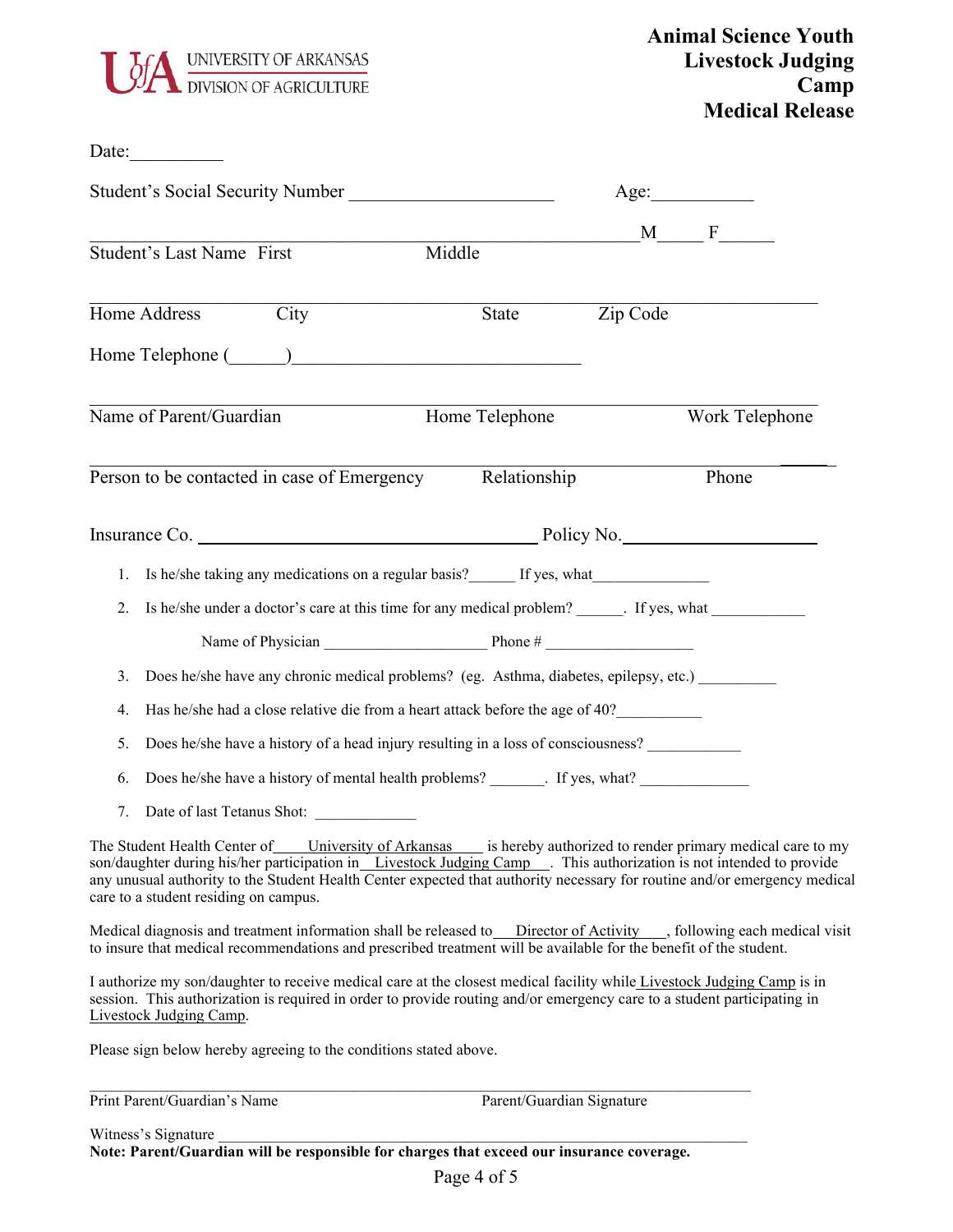UNIVERSITY OF ARKANSAS
DIVISION OF AGRICULTURE

# Animal Science Youth Livestock Judging Camp Medical Release

Date:__________

Student's Social Security Number ______________________ Age:___________

_______________________________________________________M_____ F______

Student's Last Name First Middle

_______________________________________________________________________

Home Address City State Zip Code

Home Telephone (______)______________________________

_______________________________________________________________________

Name of Parent/Guardian Home Telephone Work Telephone

_______________________________________________________________________

Person to be contacted in case of Emergency Relationship Phone

Insurance Co. ____________________________________ Policy No.____________________

1. Is he/she taking any medications on a regular basis?______ If yes, what_______________
2. Is he/she under a doctor's care at this time for any medical problem? ______. If yes, what ____________

   Name of Physician ____________________ Phone # ___________________

3. Does he/she have any chronic medical problems? (eg. Asthma, diabetes, epilepsy, etc.) __________
4. Has he/she had a close relative die from a heart attack before the age of 40?___________
5. Does he/she have a history of a head injury resulting in a loss of consciousness? ____________
6. Does he/she have a history of mental health problems? _______. If yes, what? ______________
7. Date of last Tetanus Shot: _____________

The Student Health Center of University of Arkansas is hereby authorized to render primary medical care to my son/daughter during his/her participation in Livestock Judging Camp . This authorization is not intended to provide any unusual authority to the Student Health Center expected that authority necessary for routine and/or emergency medical care to a student residing on campus.

Medical diagnosis and treatment information shall be released to Director of Activity , following each medical visit to insure that medical recommendations and prescribed treatment will be available for the benefit of the student.

I authorize my son/daughter to receive medical care at the closest medical facility while Livestock Judging Camp is in session. This authorization is required in order to provide routing and/or emergency care to a student participating in Livestock Judging Camp.

Please sign below hereby agreeing to the conditions stated above.

_______________________________________________________________________

Print Parent/Guardian's Name Parent/Guardian Signature

Witness's Signature ___________________________________________________

**Note: Parent/Guardian will be responsible for charges that exceed our insurance coverage.**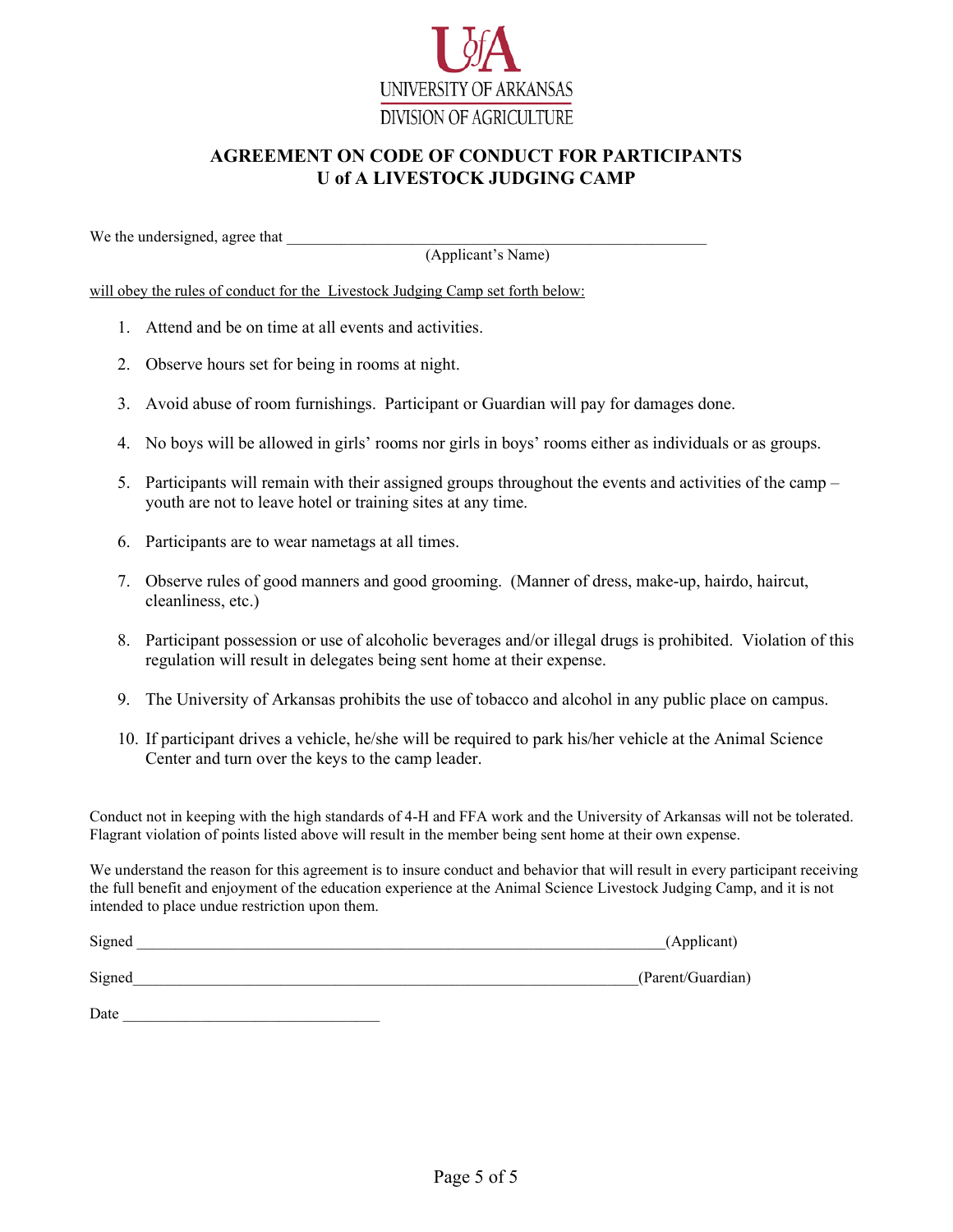UNIVERSITY OF ARKANSAS
DIVISION OF AGRICULTURE

## AGREEMENT ON CODE OF CONDUCT FOR PARTICIPANTS
## U of A LIVESTOCK JUDGING CAMP

We the undersigned, agree that ______________________________________________________
(Applicant's Name)

will obey the rules of conduct for the Livestock Judging Camp set forth below:

1. Attend and be on time at all events and activities.
2. Observe hours set for being in rooms at night.
3. Avoid abuse of room furnishings. Participant or Guardian will pay for damages done.
4. No boys will be allowed in girls' rooms nor girls in boys' rooms either as individuals or as groups.
5. Participants will remain with their assigned groups throughout the events and activities of the camp – youth are not to leave hotel or training sites at any time.
6. Participants are to wear nametags at all times.
7. Observe rules of good manners and good grooming. (Manner of dress, make-up, hairdo, haircut, cleanliness, etc.)
8. Participant possession or use of alcoholic beverages and/or illegal drugs is prohibited. Violation of this regulation will result in delegates being sent home at their expense.
9. The University of Arkansas prohibits the use of tobacco and alcohol in any public place on campus.
10. If participant drives a vehicle, he/she will be required to park his/her vehicle at the Animal Science Center and turn over the keys to the camp leader.

Conduct not in keeping with the high standards of 4-H and FFA work and the University of Arkansas will not be tolerated. Flagrant violation of points listed above will result in the member being sent home at their own expense.

We understand the reason for this agreement is to insure conduct and behavior that will result in every participant receiving the full benefit and enjoyment of the education experience at the Animal Science Livestock Judging Camp, and it is not intended to place undue restriction upon them.

Signed ____________________________________________________________________(Applicant)

Signed_________________________________________________________________(Parent/Guardian)

Date ________________________________